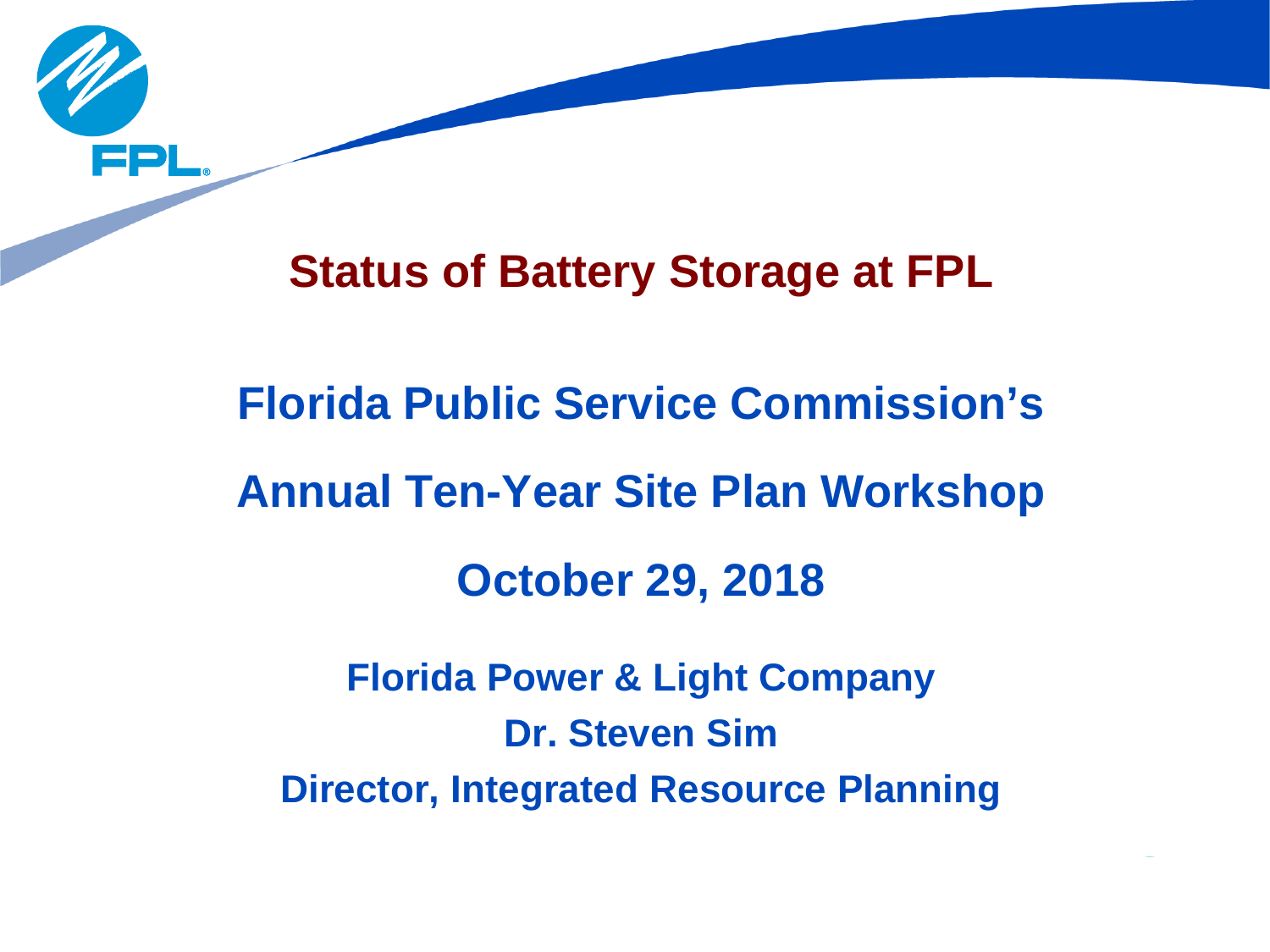# Status of Battery Storage at FPL

## Florida Public Service Commission's

## Annual Ten-Year Site Plan Workshop

## October 29, 2018

**Florida Power & Light Company**

**Dr. Steven Sim**

**Director, Integrated Resource Planning**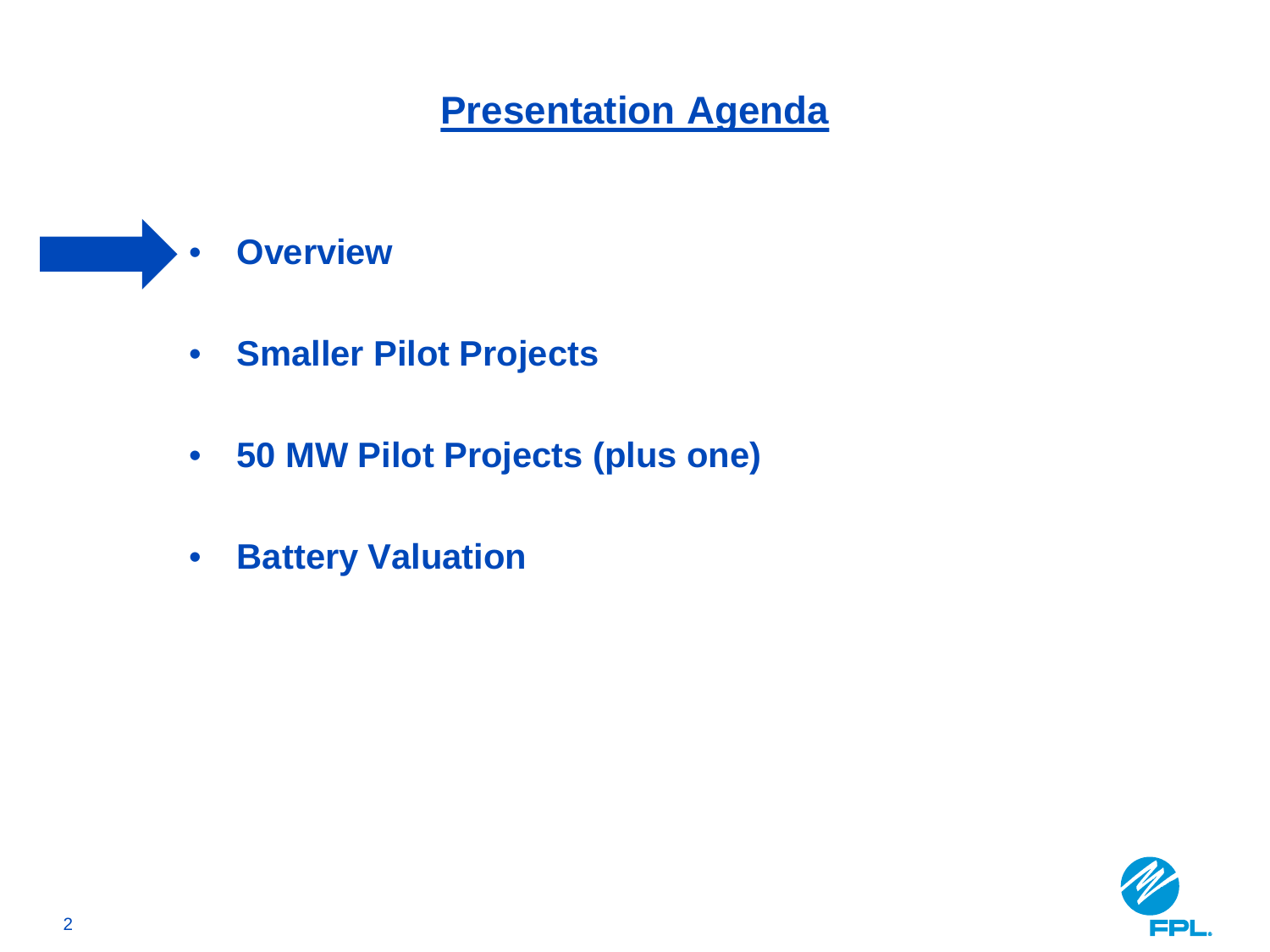# Presentation Agenda

- **Overview**
- **Smaller Pilot Projects**
- **50 MW Pilot Projects (plus one)**
- **Battery Valuation**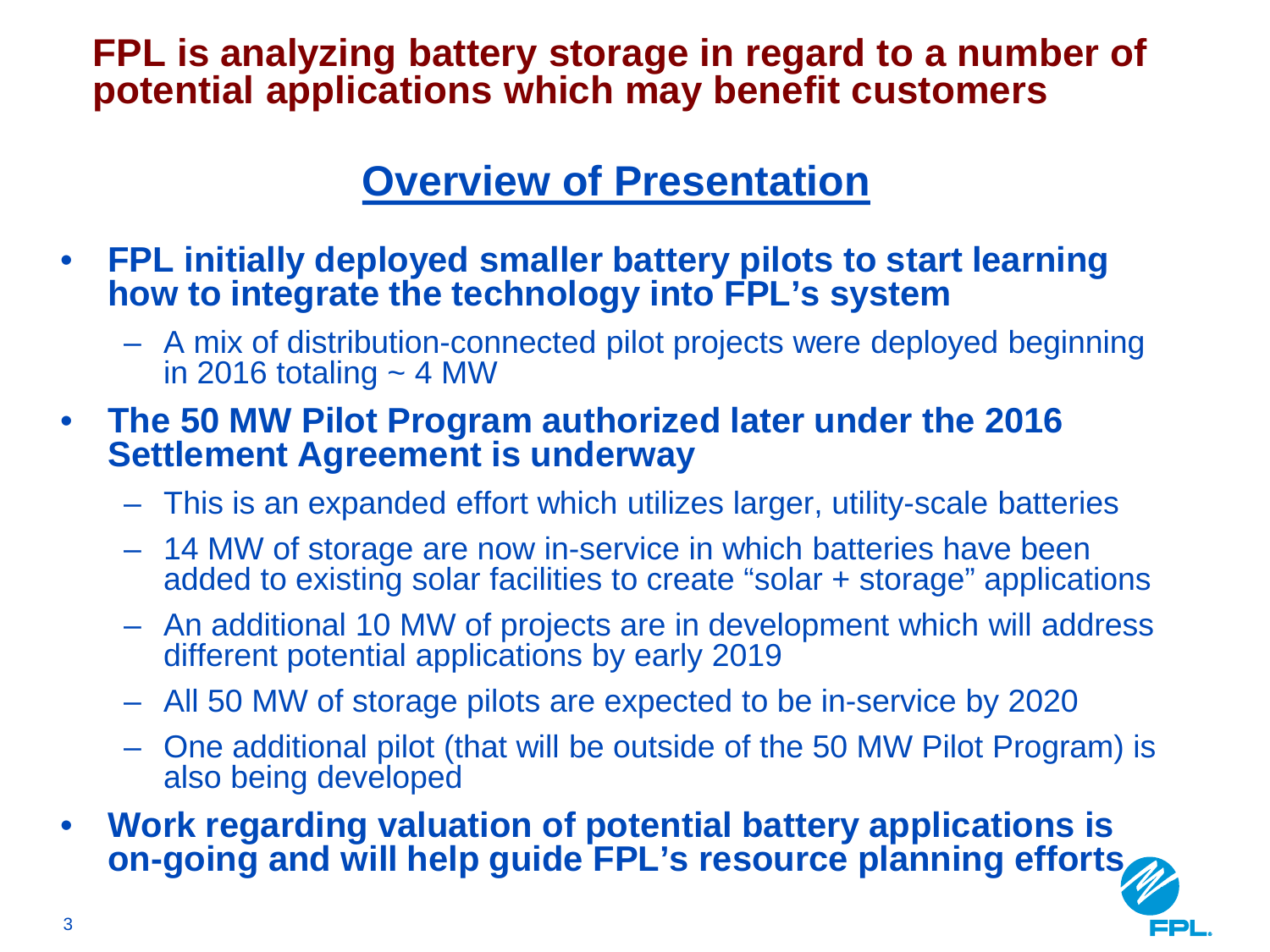# FPL is analyzing battery storage in regard to a number of potential applications which may benefit customers

## Overview of Presentation

- **FPL initially deployed smaller battery pilots to start learning how to integrate the technology into FPL's system**
  - A mix of distribution-connected pilot projects were deployed beginning in 2016 totaling ~ 4 MW
- **The 50 MW Pilot Program authorized later under the 2016 Settlement Agreement is underway**
  - This is an expanded effort which utilizes larger, utility-scale batteries
  - 14 MW of storage are now in-service in which batteries have been added to existing solar facilities to create "solar + storage" applications
  - An additional 10 MW of projects are in development which will address different potential applications by early 2019
  - All 50 MW of storage pilots are expected to be in-service by 2020
  - One additional pilot (that will be outside of the 50 MW Pilot Program) is also being developed
- **Work regarding valuation of potential battery applications is on-going and will help guide FPL's resource planning efforts**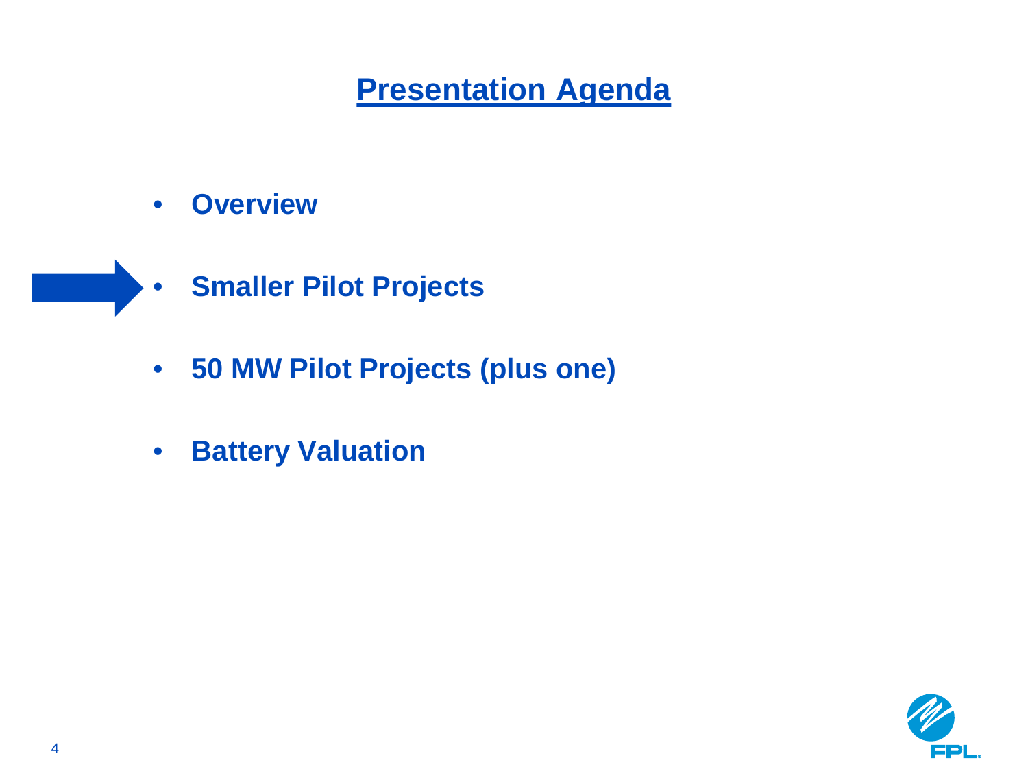# Presentation Agenda

- **Overview**
- **Smaller Pilot Projects**
- **50 MW Pilot Projects (plus one)**
- **Battery Valuation**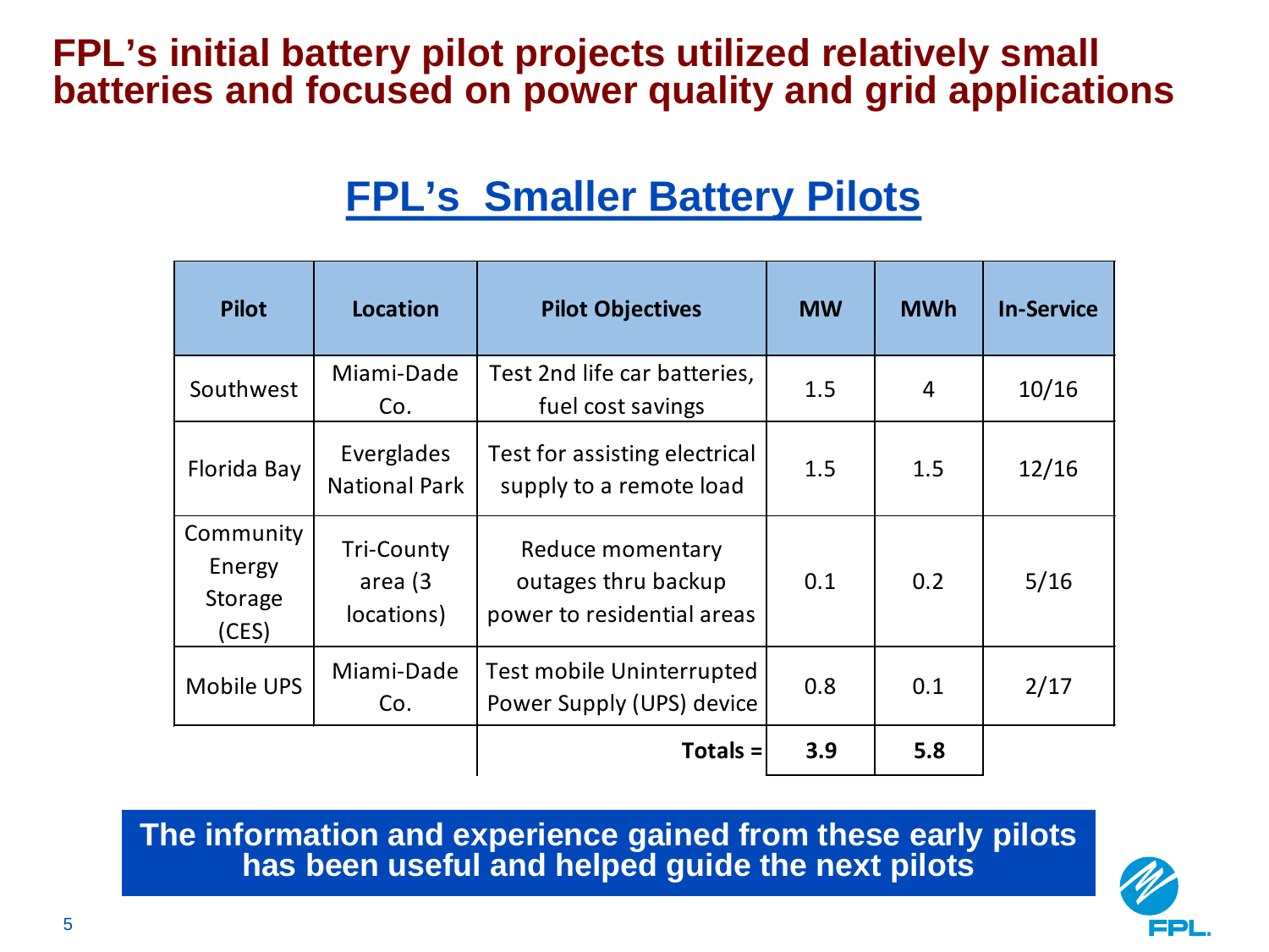# FPL's initial battery pilot projects utilized relatively small batteries and focused on power quality and grid applications

## FPL's Smaller Battery Pilots

| Pilot | Location | Pilot Objectives | MW | MWh | In-Service |
|---|---|---|---|---|---|
| Southwest | Miami-Dade Co. | Test 2nd life car batteries, fuel cost savings | 1.5 | 4 | 10/16 |
| Florida Bay | Everglades National Park | Test for assisting electrical supply to a remote load | 1.5 | 1.5 | 12/16 |
| Community Energy Storage (CES) | Tri-County area (3 locations) | Reduce momentary outages thru backup power to residential areas | 0.1 | 0.2 | 5/16 |
| Mobile UPS | Miami-Dade Co. | Test mobile Uninterrupted Power Supply (UPS) device | 0.8 | 0.1 | 2/17 |
| | | **Totals =** | **3.9** | **5.8** | |

**The information and experience gained from these early pilots has been useful and helped guide the next pilots**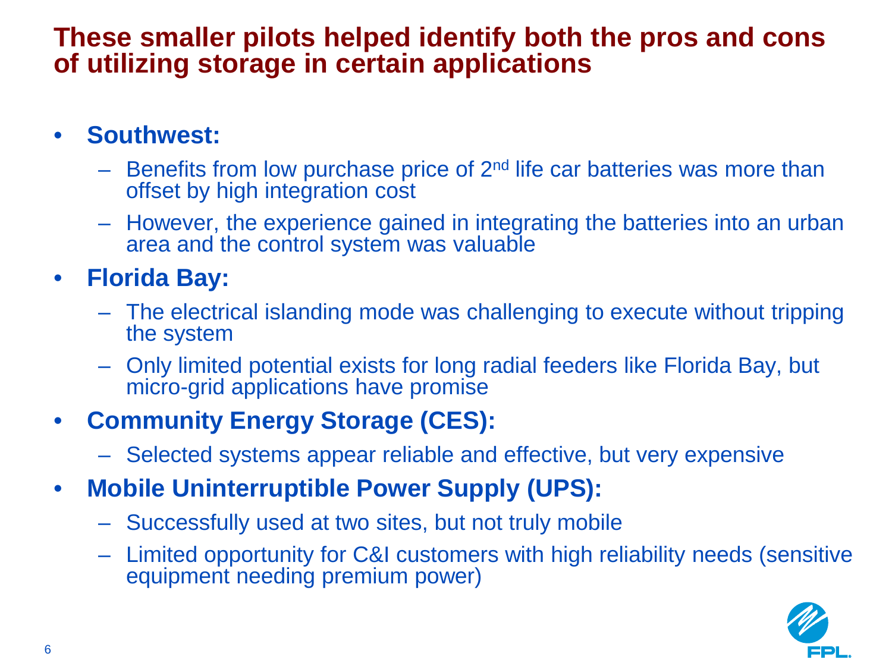# These smaller pilots helped identify both the pros and cons of utilizing storage in certain applications

- **Southwest:**
  - Benefits from low purchase price of 2nd life car batteries was more than offset by high integration cost
  - However, the experience gained in integrating the batteries into an urban area and the control system was valuable
- **Florida Bay:**
  - The electrical islanding mode was challenging to execute without tripping the system
  - Only limited potential exists for long radial feeders like Florida Bay, but micro-grid applications have promise
- **Community Energy Storage (CES):**
  - Selected systems appear reliable and effective, but very expensive
- **Mobile Uninterruptible Power Supply (UPS):**
  - Successfully used at two sites, but not truly mobile
  - Limited opportunity for C&I customers with high reliability needs (sensitive equipment needing premium power)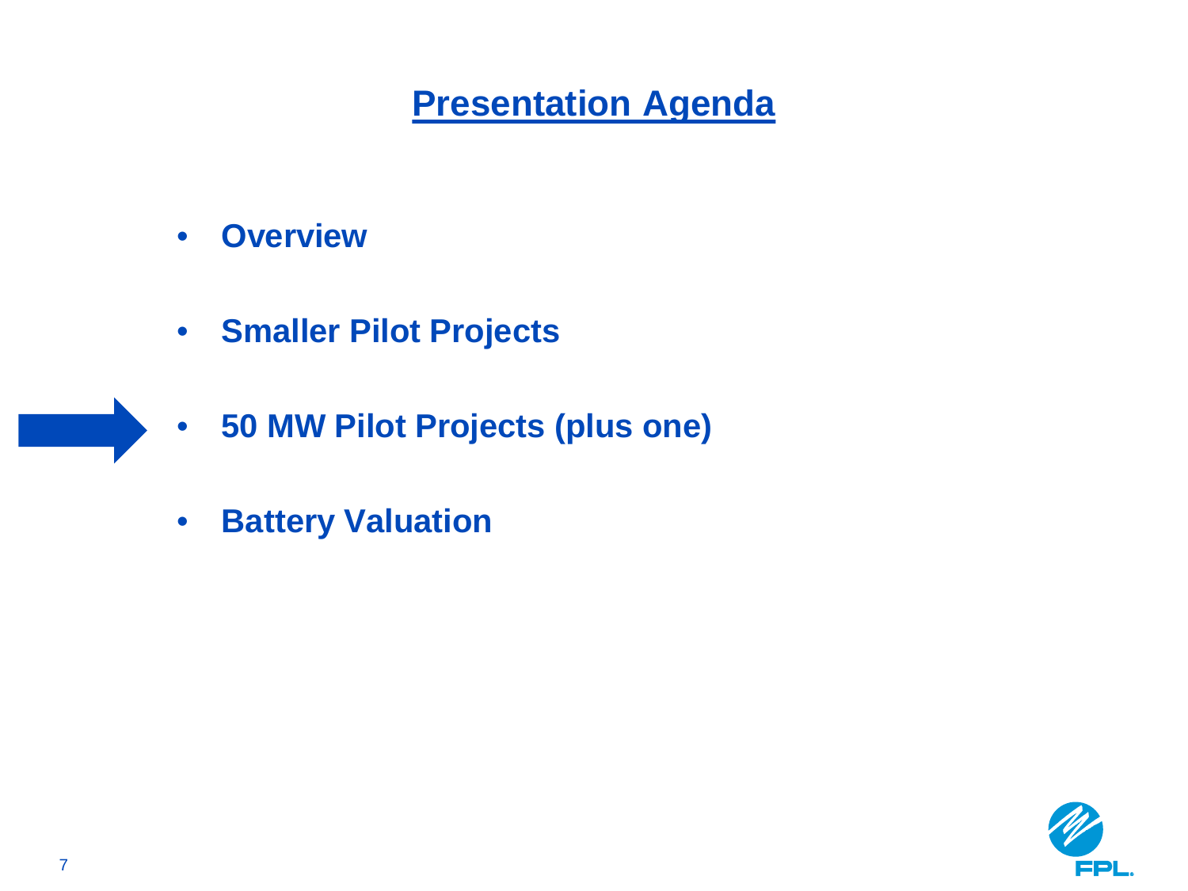# Presentation Agenda

- **Overview**
- **Smaller Pilot Projects**
- **50 MW Pilot Projects (plus one)**
- **Battery Valuation**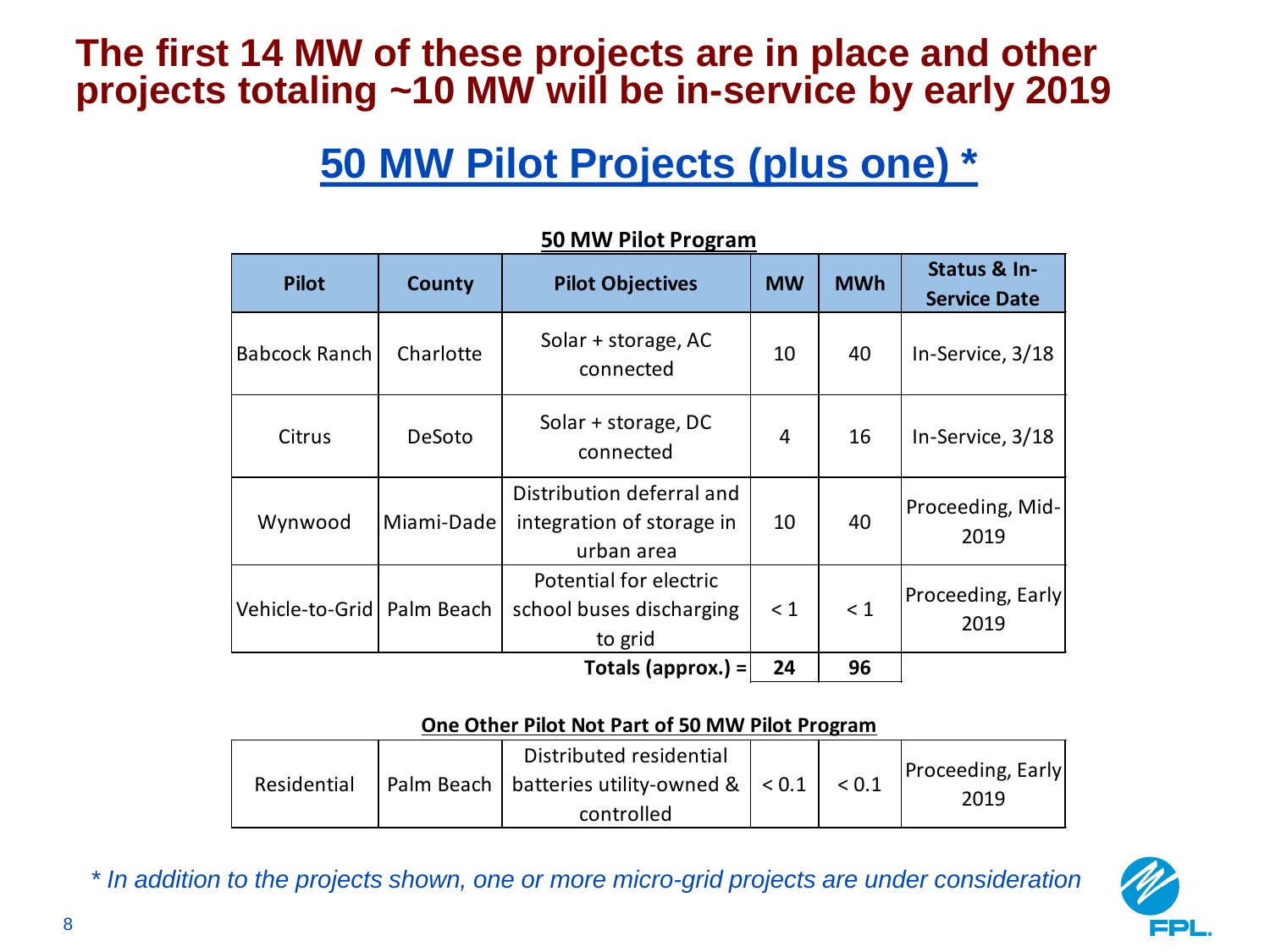# The first 14 MW of these projects are in place and other projects totaling ~10 MW will be in-service by early 2019

## 50 MW Pilot Projects (plus one) *

**50 MW Pilot Program**

| Pilot | County | Pilot Objectives | MW | MWh | Status & In-Service Date |
|---|---|---|---|---|---|
| Babcock Ranch | Charlotte | Solar + storage, AC connected | 10 | 40 | In-Service, 3/18 |
| Citrus | DeSoto | Solar + storage, DC connected | 4 | 16 | In-Service, 3/18 |
| Wynwood | Miami-Dade | Distribution deferral and integration of storage in urban area | 10 | 40 | Proceeding, Mid-2019 |
| Vehicle-to-Grid | Palm Beach | Potential for electric school buses discharging to grid | < 1 | < 1 | Proceeding, Early 2019 |
| | | **Totals (approx.) =** | **24** | **96** | |

**One Other Pilot Not Part of 50 MW Pilot Program**

| Pilot | County | Pilot Objectives | MW | MWh | Status & In-Service Date |
|---|---|---|---|---|---|
| Residential | Palm Beach | Distributed residential batteries utility-owned & controlled | < 0.1 | < 0.1 | Proceeding, Early 2019 |

*\* In addition to the projects shown, one or more micro-grid projects are under consideration*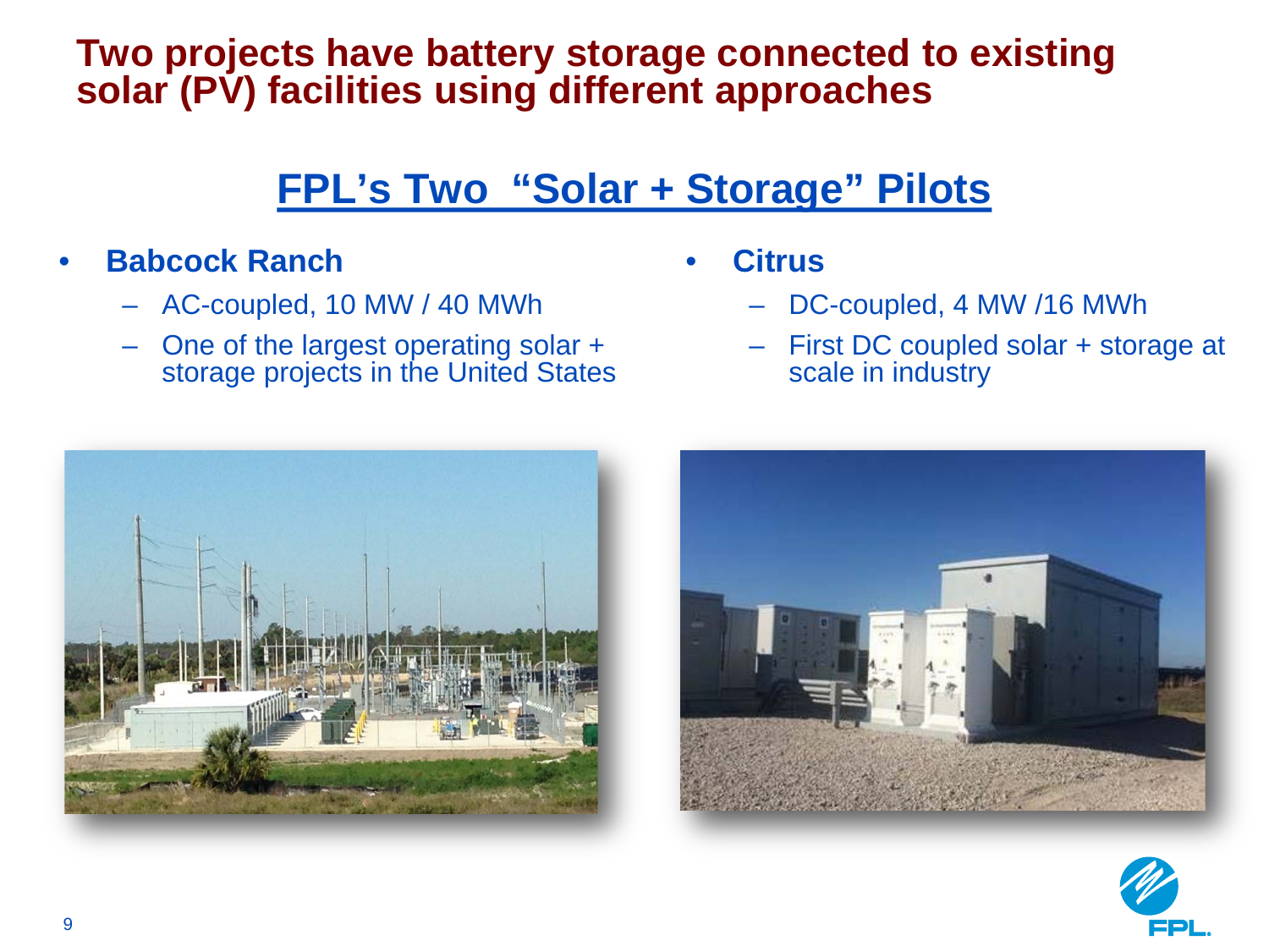# Two projects have battery storage connected to existing solar (PV) facilities using different approaches

## FPL's Two "Solar + Storage" Pilots

- **Babcock Ranch**
  - AC-coupled, 10 MW / 40 MWh
  - One of the largest operating solar + storage projects in the United States
- **Citrus**
  - DC-coupled, 4 MW /16 MWh
  - First DC coupled solar + storage at scale in industry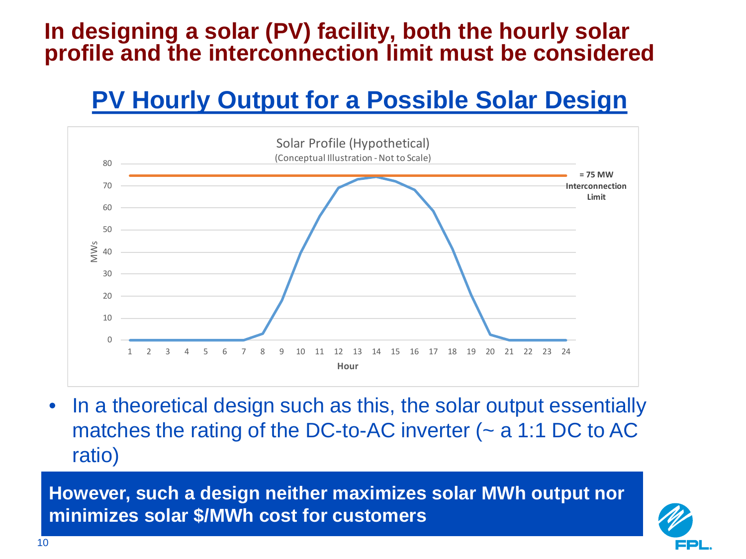# In designing a solar (PV) facility, both the hourly solar profile and the interconnection limit must be considered

## PV Hourly Output for a Possible Solar Design

Solar Profile (Hypothetical)

(Conceptual Illustration - Not to Scale)

= 75 MW Interconnection Limit

- In a theoretical design such as this, the solar output essentially matches the rating of the DC-to-AC inverter (~ a 1:1 DC to AC ratio)

**However, such a design neither maximizes solar MWh output nor minimizes solar $/MWh cost for customers**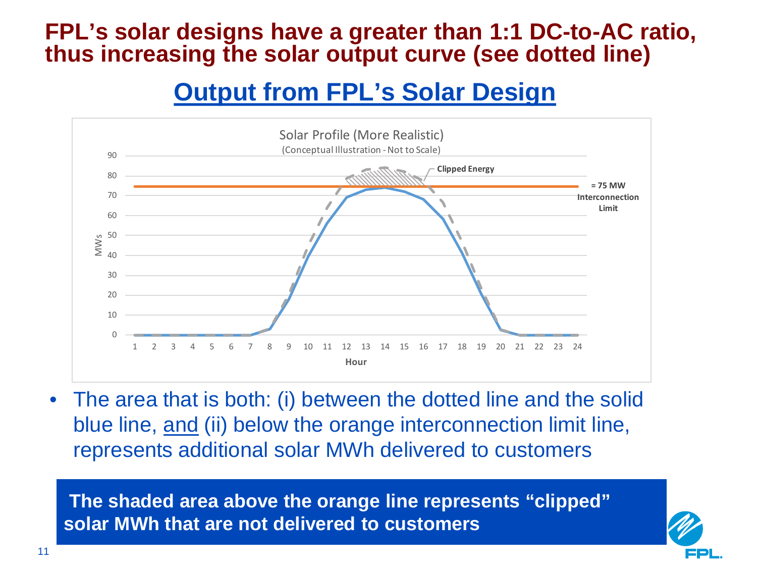# FPL's solar designs have a greater than 1:1 DC-to-AC ratio, thus increasing the solar output curve (see dotted line)

## Output from FPL's Solar Design

Solar Profile (More Realistic)

(Conceptual Illustration - Not to Scale)

Clipped Energy

= 75 MW Interconnection Limit

MWs

Hour

- The area that is both: (i) between the dotted line and the solid blue line, <u>and</u> (ii) below the orange interconnection limit line, represents additional solar MWh delivered to customers

**The shaded area above the orange line represents "clipped" solar MWh that are not delivered to customers**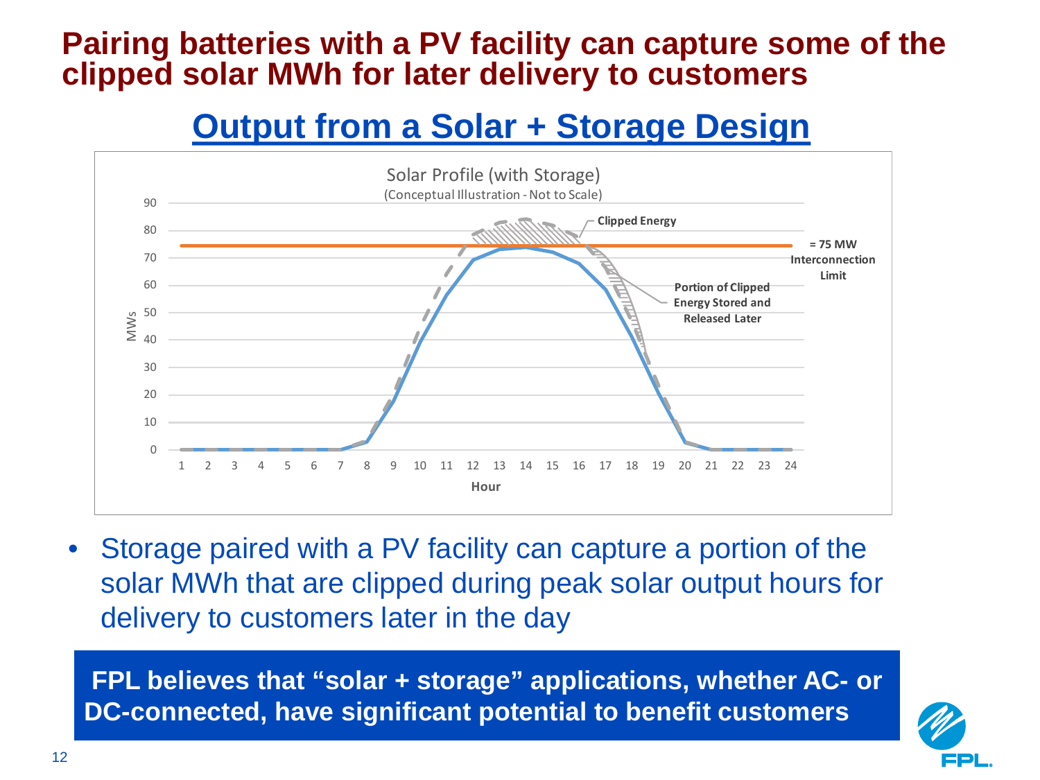# Pairing batteries with a PV facility can capture some of the clipped solar MWh for later delivery to customers

## Output from a Solar + Storage Design

Solar Profile (with Storage)

(Conceptual Illustration - Not to Scale)

Clipped Energy

= 75 MW Interconnection Limit

Portion of Clipped Energy Stored and Released Later

MWs

Hour

- Storage paired with a PV facility can capture a portion of the solar MWh that are clipped during peak solar output hours for delivery to customers later in the day

**FPL believes that "solar + storage" applications, whether AC- or DC-connected, have significant potential to benefit customers**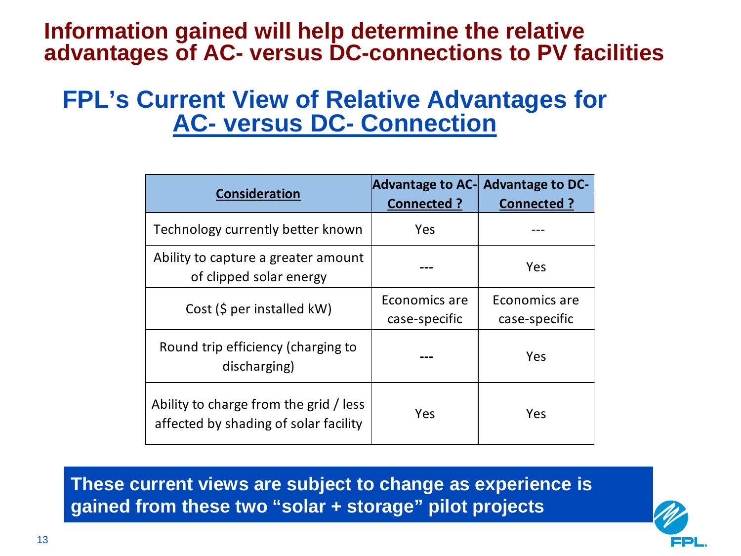# Information gained will help determine the relative advantages of AC- versus DC-connections to PV facilities

## FPL's Current View of Relative Advantages for AC- versus DC- Connection

| Consideration | Advantage to AC-Connected ? | Advantage to DC-Connected ? |
|---|---|---|
| Technology currently better known | Yes | --- |
| Ability to capture a greater amount of clipped solar energy | --- | Yes |
| Cost ($ per installed kW) | Economics are case-specific | Economics are case-specific |
| Round trip efficiency (charging to discharging) | --- | Yes |
| Ability to charge from the grid / less affected by shading of solar facility | Yes | Yes |

**These current views are subject to change as experience is gained from these two "solar + storage" pilot projects**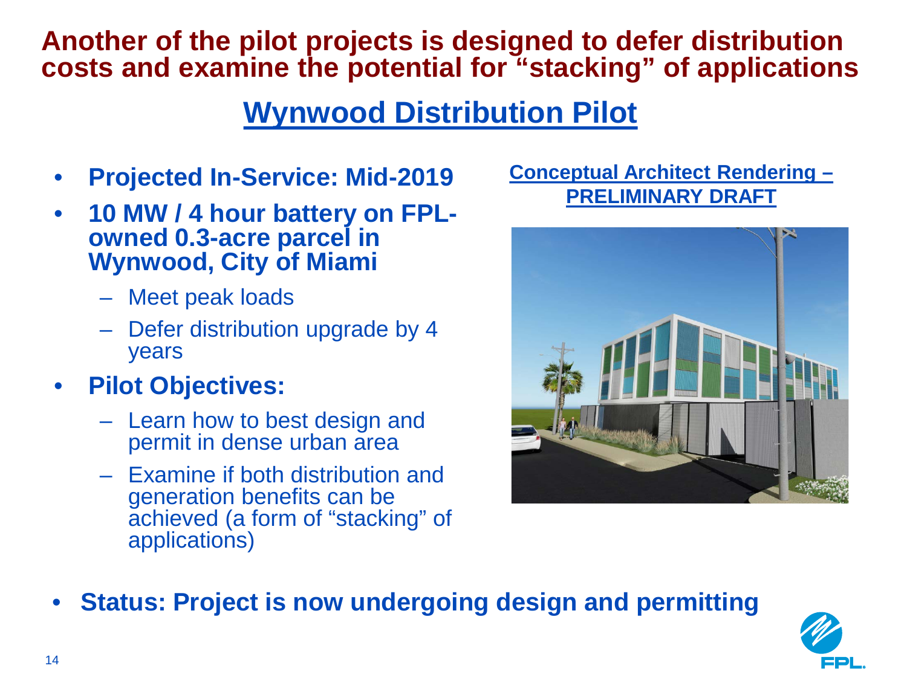# Another of the pilot projects is designed to defer distribution costs and examine the potential for "stacking" of applications

## Wynwood Distribution Pilot

- **Projected In-Service: Mid-2019**
- **10 MW / 4 hour battery on FPL-owned 0.3-acre parcel in Wynwood, City of Miami**
  - Meet peak loads
  - Defer distribution upgrade by 4 years
- **Pilot Objectives:**
  - Learn how to best design and permit in dense urban area
  - Examine if both distribution and generation benefits can be achieved (a form of "stacking" of applications)

**Conceptual Architect Rendering – PRELIMINARY DRAFT**

- **Status: Project is now undergoing design and permitting**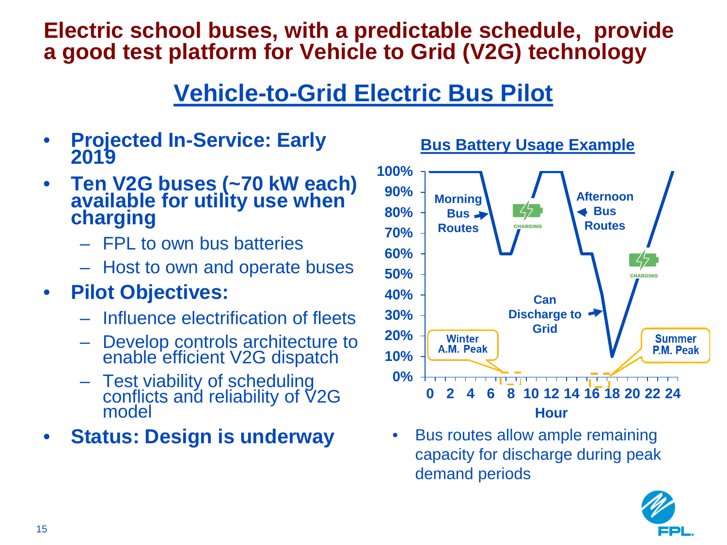# Electric school buses, with a predictable schedule, provide a good test platform for Vehicle to Grid (V2G) technology

## Vehicle-to-Grid Electric Bus Pilot

- **Projected In-Service: Early 2019**
- **Ten V2G buses (~70 kW each) available for utility use when charging**
  - FPL to own bus batteries
  - Host to own and operate buses
- **Pilot Objectives:**
  - Influence electrification of fleets
  - Develop controls architecture to enable efficient V2G dispatch
  - Test viability of scheduling conflicts and reliability of V2G model
- **Status: Design is underway**

**Bus Battery Usage Example**

100%
90%
80%
70%
60%
50%
40%
30%
20%
10%
0%

Morning Bus Routes

CHARGING

Afternoon Bus Routes

CHARGING

Can Discharge to Grid

Winter A.M. Peak

Summer P.M. Peak

0 2 4 6 8 10 12 14 16 18 20 22 24

Hour

- Bus routes allow ample remaining capacity for discharge during peak demand periods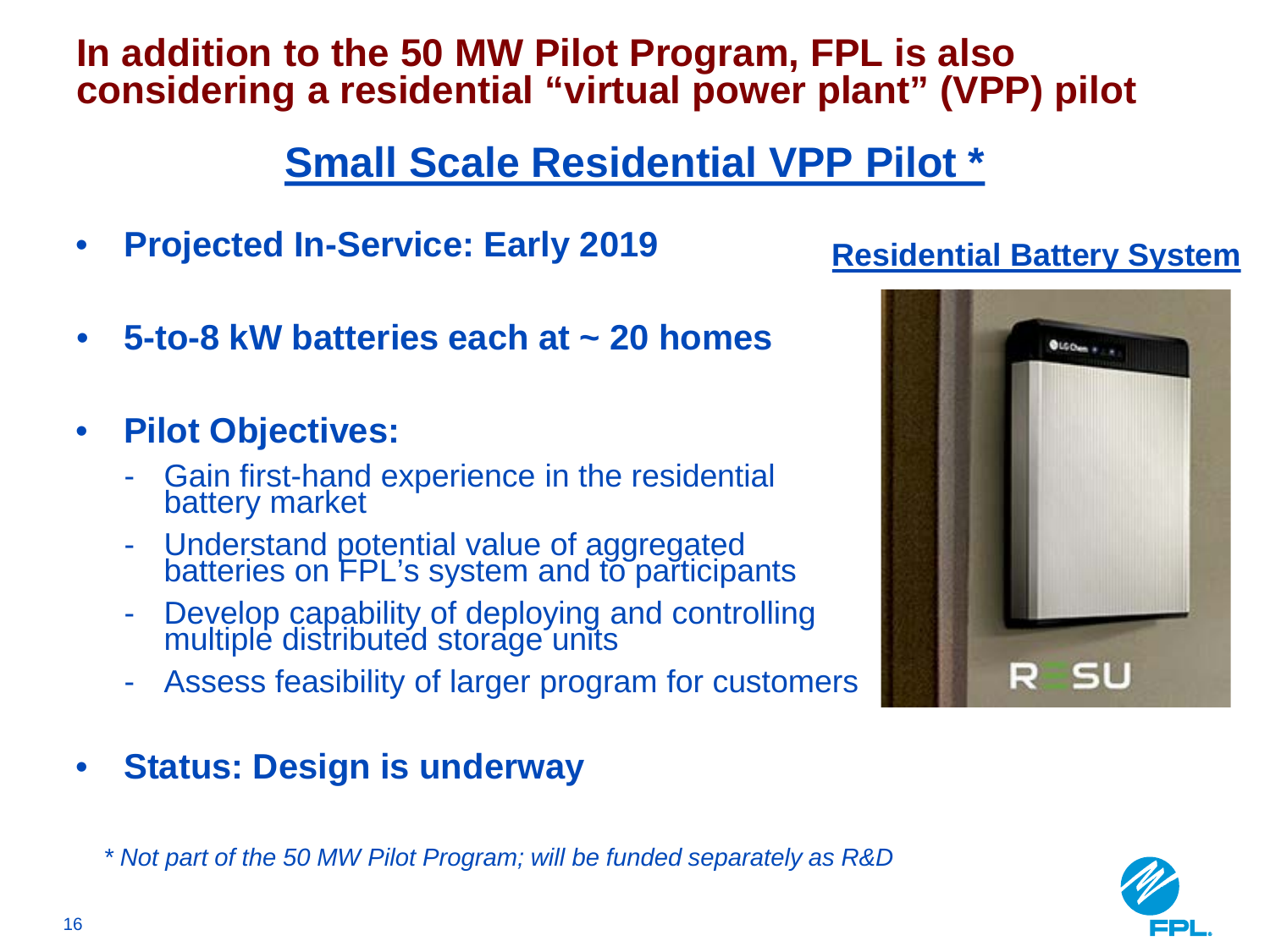# In addition to the 50 MW Pilot Program, FPL is also considering a residential "virtual power plant" (VPP) pilot

## Small Scale Residential VPP Pilot *

- **Projected In-Service: Early 2019**
- **5-to-8 kW batteries each at ~ 20 homes**
- **Pilot Objectives:**
  - Gain first-hand experience in the residential battery market
  - Understand potential value of aggregated batteries on FPL's system and to participants
  - Develop capability of deploying and controlling multiple distributed storage units
  - Assess feasibility of larger program for customers
- **Status: Design is underway**

**Residential Battery System**

*\* Not part of the 50 MW Pilot Program; will be funded separately as R&D*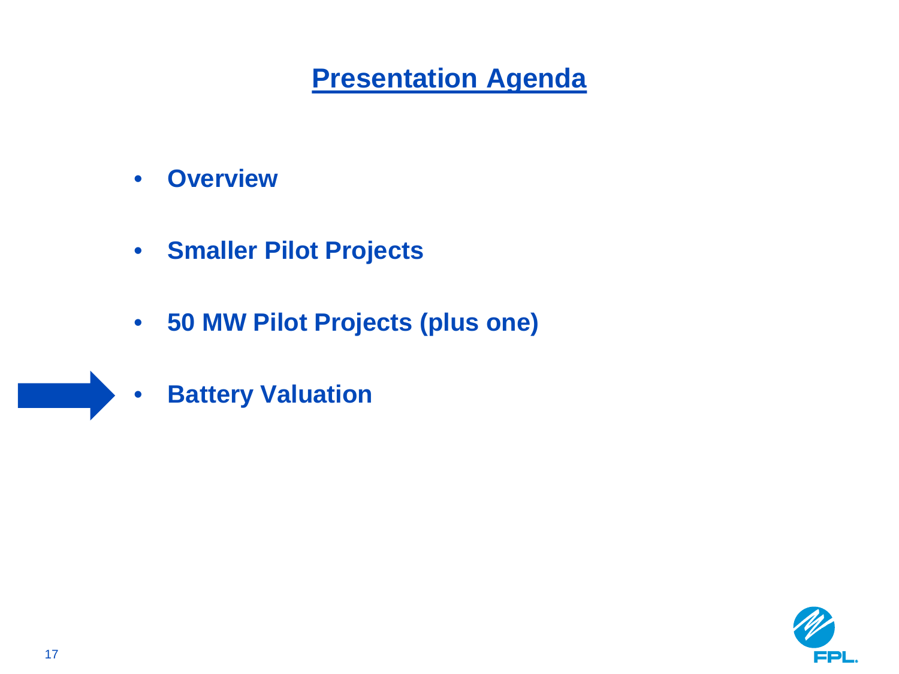# Presentation Agenda

- **Overview**
- **Smaller Pilot Projects**
- **50 MW Pilot Projects (plus one)**
- **Battery Valuation**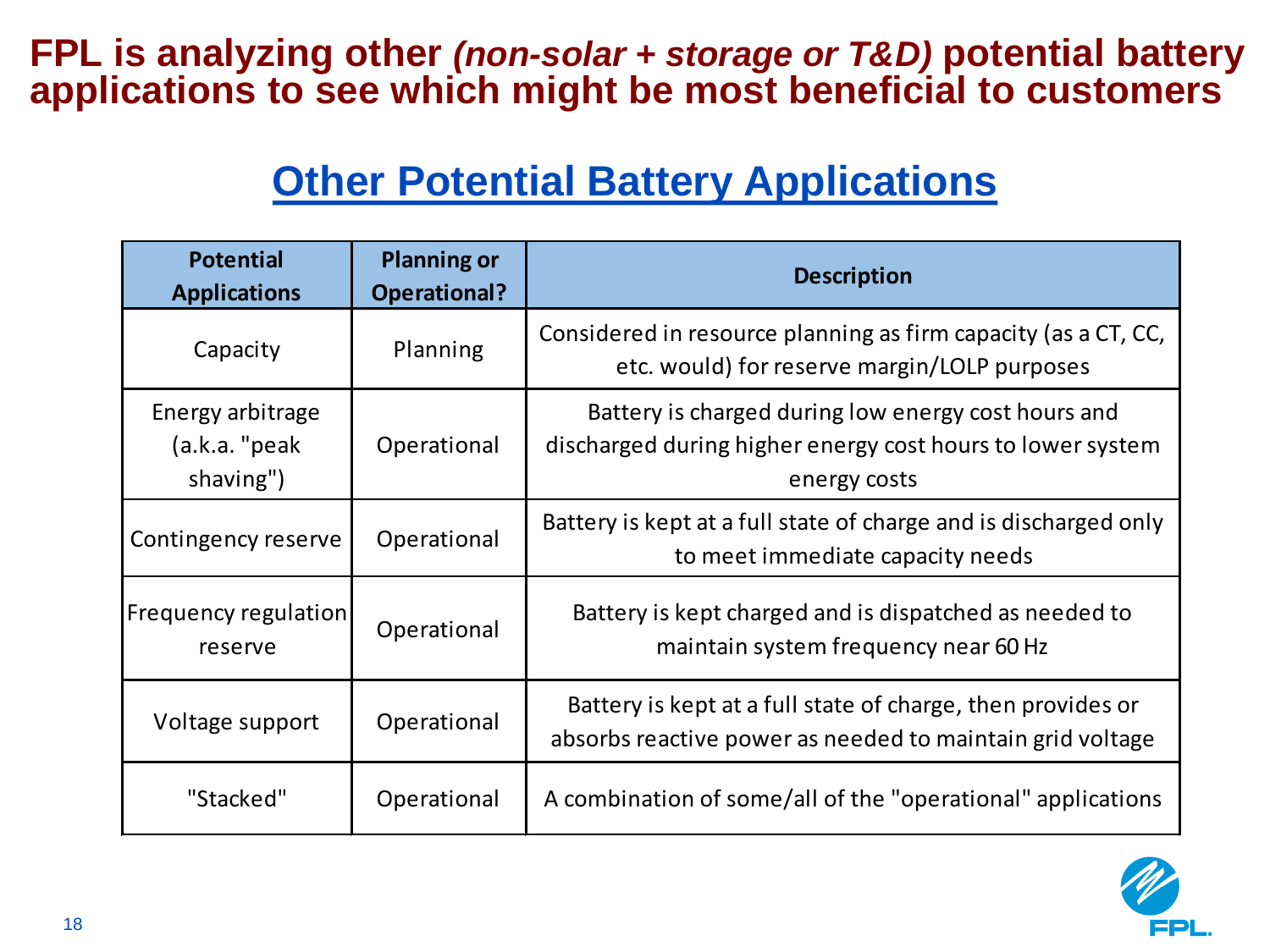# FPL is analyzing other *(non-solar + storage or T&D)* potential battery applications to see which might be most beneficial to customers

## Other Potential Battery Applications

| Potential Applications | Planning or Operational? | Description |
|---|---|---|
| Capacity | Planning | Considered in resource planning as firm capacity (as a CT, CC, etc. would) for reserve margin/LOLP purposes |
| Energy arbitrage (a.k.a. "peak shaving") | Operational | Battery is charged during low energy cost hours and discharged during higher energy cost hours to lower system energy costs |
| Contingency reserve | Operational | Battery is kept at a full state of charge and is discharged only to meet immediate capacity needs |
| Frequency regulation reserve | Operational | Battery is kept charged and is dispatched as needed to maintain system frequency near 60 Hz |
| Voltage support | Operational | Battery is kept at a full state of charge, then provides or absorbs reactive power as needed to maintain grid voltage |
| "Stacked" | Operational | A combination of some/all of the "operational" applications |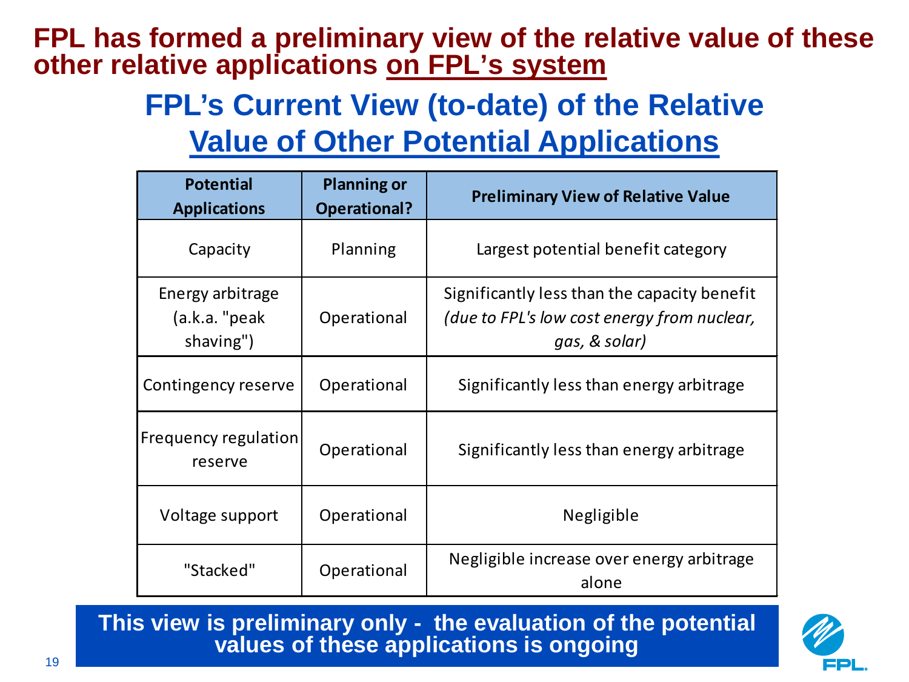# FPL has formed a preliminary view of the relative value of these other relative applications on FPL's system

## FPL's Current View (to-date) of the Relative Value of Other Potential Applications

| Potential Applications | Planning or Operational? | Preliminary View of Relative Value |
|---|---|---|
| Capacity | Planning | Largest potential benefit category |
| Energy arbitrage (a.k.a. "peak shaving") | Operational | Significantly less than the capacity benefit *(due to FPL's low cost energy from nuclear, gas, & solar)* |
| Contingency reserve | Operational | Significantly less than energy arbitrage |
| Frequency regulation reserve | Operational | Significantly less than energy arbitrage |
| Voltage support | Operational | Negligible |
| "Stacked" | Operational | Negligible increase over energy arbitrage alone |

**This view is preliminary only - the evaluation of the potential values of these applications is ongoing**